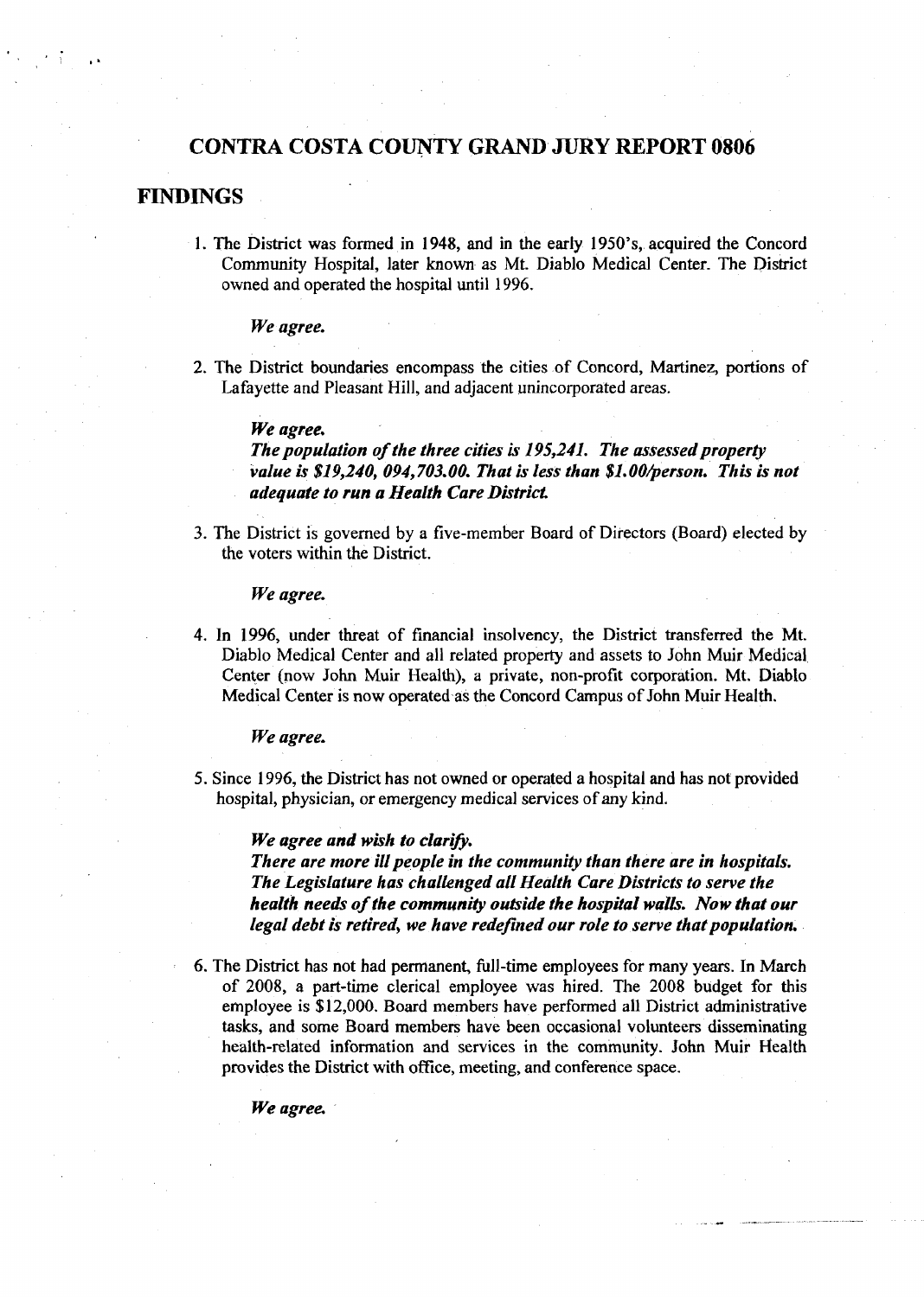# CONTRA COSTA COUNTY GRAND JURY REPORT 0806

## FINDINGS

1. The District was formed in 1948, and in the early 1950's, acquired the Concord Community Hospital, later known as Mt. Diablo Medical Center. The District owned and operated the hospital until 1996.

   ***We agree.***

2. The District boundaries encompass the cities of Concord, Martinez, portions of Lafayette and Pleasant Hill, and adjacent unincorporated areas.

   ***We agree.***
   ***The population of the three cities is 195,241. The assessed property value is $19,240, 094,703.00. That is less than $1.00/person. This is not adequate to run a Health Care District.***

3. The District is governed by a five-member Board of Directors (Board) elected by the voters within the District.

   ***We agree.***

4. In 1996, under threat of financial insolvency, the District transferred the Mt. Diablo Medical Center and all related property and assets to John Muir Medical Center (now John Muir Health), a private, non-profit corporation. Mt. Diablo Medical Center is now operated as the Concord Campus of John Muir Health.

   ***We agree.***

5. Since 1996, the District has not owned or operated a hospital and has not provided hospital, physician, or emergency medical services of any kind.

   ***We agree and wish to clarify.***
   ***There are more ill people in the community than there are in hospitals. The Legislature has challenged all Health Care Districts to serve the health needs of the community outside the hospital walls. Now that our legal debt is retired, we have redefined our role to serve that population.***

6. The District has not had permanent, full-time employees for many years. In March of 2008, a part-time clerical employee was hired. The 2008 budget for this employee is $12,000. Board members have performed all District administrative tasks, and some Board members have been occasional volunteers disseminating health-related information and services in the community. John Muir Health provides the District with office, meeting, and conference space.

   ***We agree.***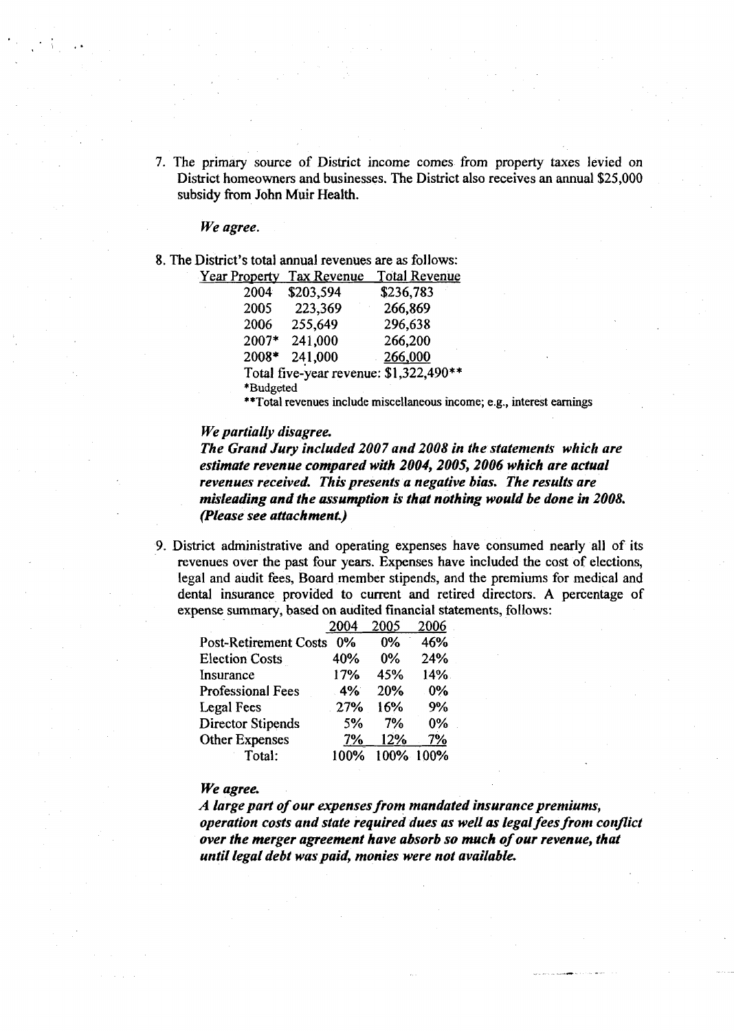7. The primary source of District income comes from property taxes levied on District homeowners and businesses. The District also receives an annual $25,000 subsidy from John Muir Health.

   ***We agree.***

8. The District's total annual revenues are as follows:

| Year | Property Tax Revenue | Total Revenue |
|---|---|---|
| 2004 | $203,594 | $236,783 |
| 2005 | 223,369 | 266,869 |
| 2006 | 255,649 | 296,638 |
| 2007* | 241,000 | 266,200 |
| 2008* | 241,000 | 266,000 |

Total five-year revenue: $1,322,490**

*Budgeted

**Total revenues include miscellaneous income; e.g., interest earnings

***We partially disagree.***

***The Grand Jury included 2007 and 2008 in the statements which are estimate revenue compared with 2004, 2005, 2006 which are actual revenues received. This presents a negative bias. The results are misleading and the assumption is that nothing would be done in 2008. (Please see attachment.)***

9. District administrative and operating expenses have consumed nearly all of its revenues over the past four years. Expenses have included the cost of elections, legal and audit fees, Board member stipends, and the premiums for medical and dental insurance provided to current and retired directors. A percentage of expense summary, based on audited financial statements, follows:

| | 2004 | 2005 | 2006 |
|---|---|---|---|
| Post-Retirement Costs | 0% | 0% | 46% |
| Election Costs | 40% | 0% | 24% |
| Insurance | 17% | 45% | 14% |
| Professional Fees | 4% | 20% | 0% |
| Legal Fees | 27% | 16% | 9% |
| Director Stipends | 5% | 7% | 0% |
| Other Expenses | 7% | 12% | 7% |
| Total: | 100% | 100% | 100% |

***We agree.***

***A large part of our expenses from mandated insurance premiums, operation costs and state required dues as well as legal fees from conflict over the merger agreement have absorb so much of our revenue, that until legal debt was paid, monies were not available.***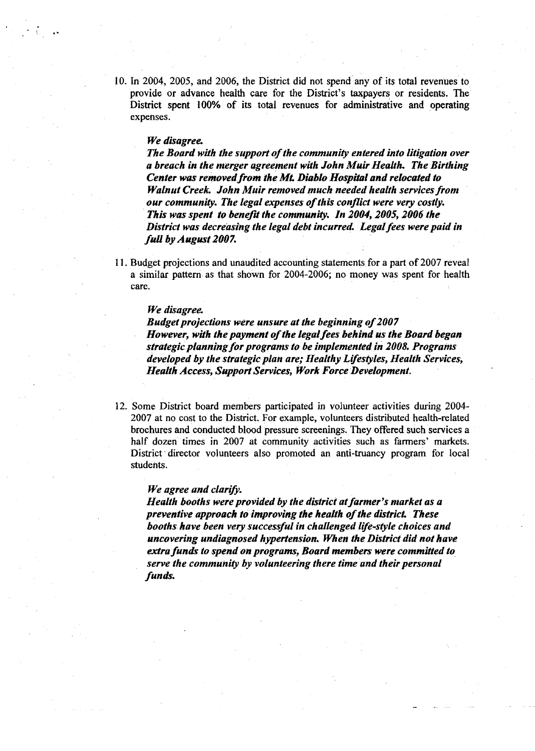10. In 2004, 2005, and 2006, the District did not spend any of its total revenues to provide or advance health care for the District's taxpayers or residents. The District spent 100% of its total revenues for administrative and operating expenses.

    ***We disagree.***
    ***The Board with the support of the community entered into litigation over a breach in the merger agreement with John Muir Health. The Birthing Center was removed from the Mt. Diablo Hospital and relocated to Walnut Creek. John Muir removed much needed health services from our community. The legal expenses of this conflict were very costly. This was spent to benefit the community. In 2004, 2005, 2006 the District was decreasing the legal debt incurred. Legal fees were paid in full by August 2007.***

11. Budget projections and unaudited accounting statements for a part of 2007 reveal a similar pattern as that shown for 2004-2006; no money was spent for health care.

    ***We disagree.***
    ***Budget projections were unsure at the beginning of 2007***
    ***However, with the payment of the legal fees behind us the Board began strategic planning for programs to be implemented in 2008. Programs developed by the strategic plan are; Healthy Lifestyles, Health Services, Health Access, Support Services, Work Force Development.***

12. Some District board members participated in volunteer activities during 2004-2007 at no cost to the District. For example, volunteers distributed health-related brochures and conducted blood pressure screenings. They offered such services a half dozen times in 2007 at community activities such as farmers' markets. District director volunteers also promoted an anti-truancy program for local students.

    ***We agree and clarify.***
    ***Health booths were provided by the district at farmer's market as a preventive approach to improving the health of the district. These booths have been very successful in challenged life-style choices and uncovering undiagnosed hypertension. When the District did not have extra funds to spend on programs, Board members were committed to serve the community by volunteering there time and their personal funds.***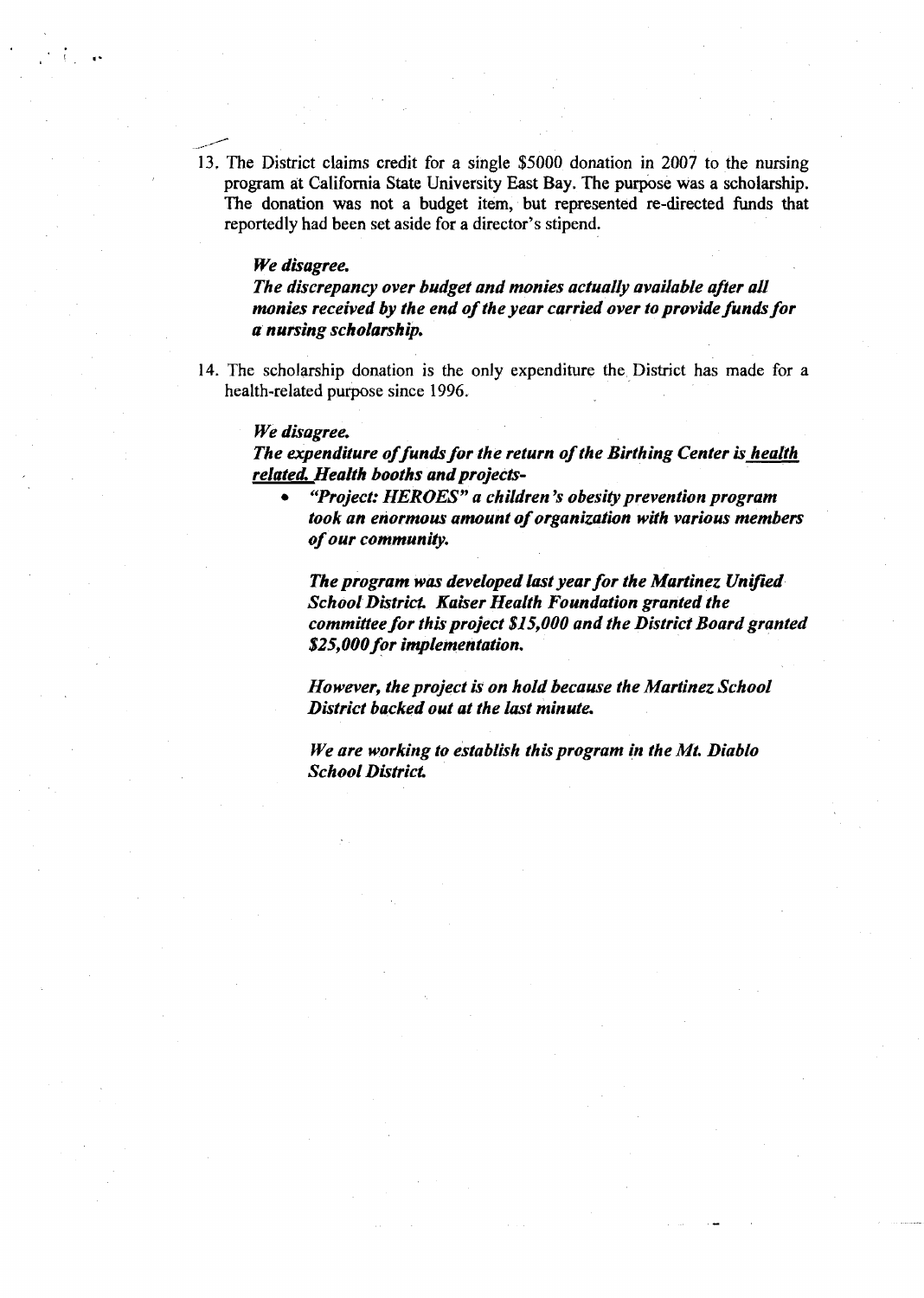13. The District claims credit for a single $5000 donation in 2007 to the nursing program at California State University East Bay. The purpose was a scholarship. The donation was not a budget item, but represented re-directed funds that reportedly had been set aside for a director's stipend.

    ***We disagree.***
    ***The discrepancy over budget and monies actually available after all monies received by the end of the year carried over to provide funds for a nursing scholarship.***

14. The scholarship donation is the only expenditure the District has made for a health-related purpose since 1996.

    ***We disagree.***
    ***The expenditure of funds for the return of the Birthing Center is <u>health related.</u> Health booths and projects-***

    - ***"Project: HEROES" a children's obesity prevention program took an enormous amount of organization with various members of our community.***

      ***The program was developed last year for the Martinez Unified School District. Kaiser Health Foundation granted the committee for this project $15,000 and the District Board granted $25,000 for implementation.***

      ***However, the project is on hold because the Martinez School District backed out at the last minute.***

      ***We are working to establish this program in the Mt. Diablo School District.***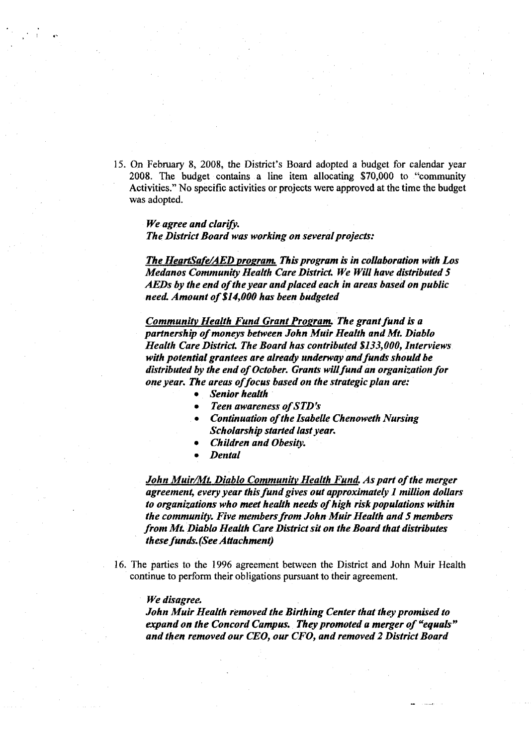15. On February 8, 2008, the District's Board adopted a budget for calendar year 2008. The budget contains a line item allocating $70,000 to "community Activities." No specific activities or projects were approved at the time the budget was adopted.

    ***We agree and clarify.***
    ***The District Board was working on several projects:***

    ***<u>The HeartSafe/AED program.</u> This program is in collaboration with Los Medanos Community Health Care District. We Will have distributed 5 AEDs by the end of the year and placed each in areas based on public need. Amount of $14,000 has been budgeted***

    ***<u>Community Health Fund Grant Program.</u> The grant fund is a partnership of moneys between John Muir Health and Mt. Diablo Health Care District. The Board has contributed $133,000, Interviews with potential grantees are already underway and funds should be distributed by the end of October. Grants will fund an organization for one year. The areas of focus based on the strategic plan are:***

    - ***Senior health***
    - ***Teen awareness of STD's***
    - ***Continuation of the Isabelle Chenoweth Nursing Scholarship started last year.***
    - ***Children and Obesity.***
    - ***Dental***

    ***<u>John Muir/Mt. Diablo Community Health Fund.</u> As part of the merger agreement, every year this fund gives out approximately 1 million dollars to organizations who meet health needs of high risk populations within the community. Five members from John Muir Health and 5 members from Mt. Diablo Health Care District sit on the Board that distributes these funds. (See Attachment)***

16. The parties to the 1996 agreement between the District and John Muir Health continue to perform their obligations pursuant to their agreement.

    ***We disagree.***
    ***John Muir Health removed the Birthing Center that they promised to expand on the Concord Campus. They promoted a merger of "equals" and then removed our CEO, our CFO, and removed 2 District Board***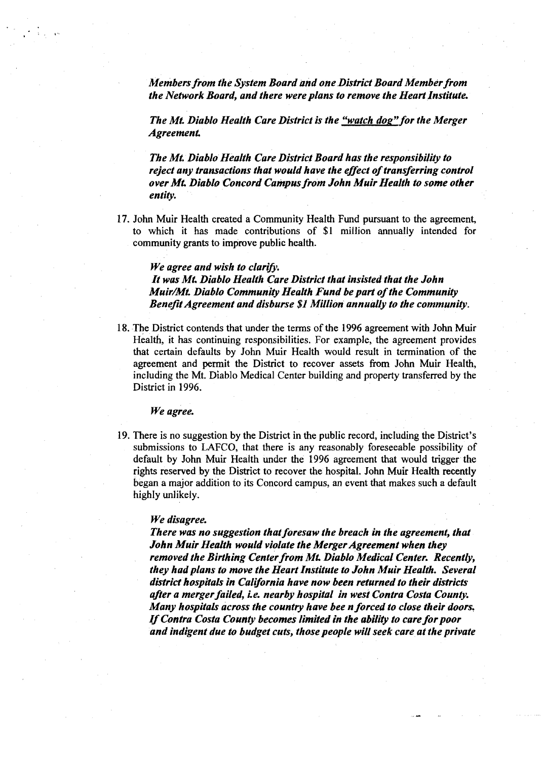*Members from the System Board and one District Board Member from the Network Board, and there were plans to remove the Heart Institute.*

*The Mt. Diablo Health Care District is the "watch dog" for the Merger Agreement.*

*The Mt. Diablo Health Care District Board has the responsibility to reject any transactions that would have the effect of transferring control over Mt. Diablo Concord Campus from John Muir Health to some other entity.*

17. John Muir Health created a Community Health Fund pursuant to the agreement, to which it has made contributions of $1 million annually intended for community grants to improve public health.

    *We agree and wish to clarify.*
    *It was Mt. Diablo Health Care District that insisted that the John Muir/Mt. Diablo Community Health Fund be part of the Community Benefit Agreement and disburse $1 Million annually to the community.*

18. The District contends that under the terms of the 1996 agreement with John Muir Health, it has continuing responsibilities. For example, the agreement provides that certain defaults by John Muir Health would result in termination of the agreement and permit the District to recover assets from John Muir Health, including the Mt. Diablo Medical Center building and property transferred by the District in 1996.

    *We agree.*

19. There is no suggestion by the District in the public record, including the District's submissions to LAFCO, that there is any reasonably foreseeable possibility of default by John Muir Health under the 1996 agreement that would trigger the rights reserved by the District to recover the hospital. John Muir Health recently began a major addition to its Concord campus, an event that makes such a default highly unlikely.

    *We disagree.*
    *There was no suggestion that foresaw the breach in the agreement, that John Muir Health would violate the Merger Agreement when they removed the Birthing Center from Mt. Diablo Medical Center. Recently, they had plans to move the Heart Institute to John Muir Health. Several district hospitals in California have now been returned to their districts after a merger failed, i.e. nearby hospital in west Contra Costa County. Many hospitals across the country have bee n forced to close their doors. If Contra Costa County becomes limited in the ability to care for poor and indigent due to budget cuts, those people will seek care at the private*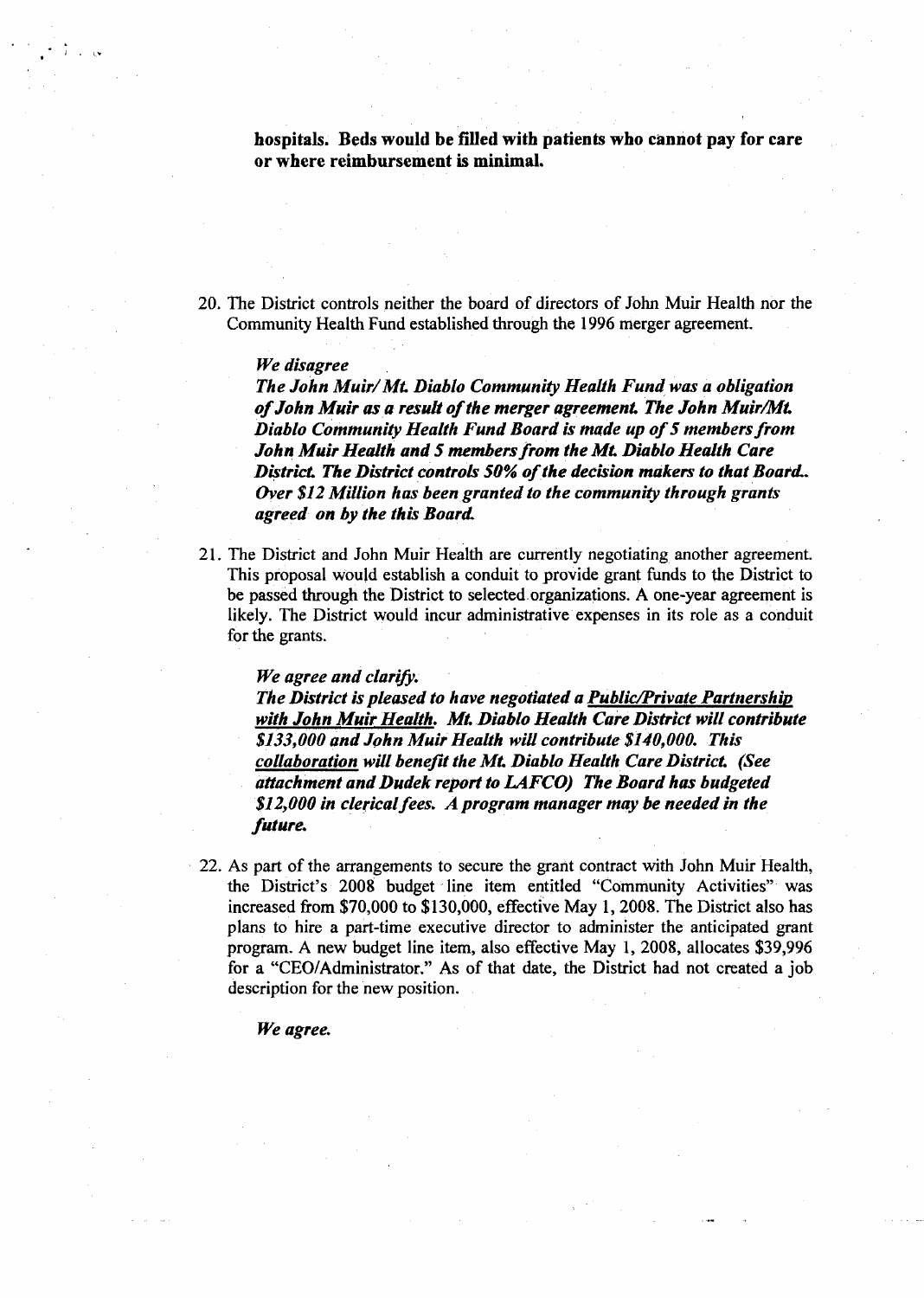**hospitals. Beds would be filled with patients who cannot pay for care or where reimbursement is minimal.**

20. The District controls neither the board of directors of John Muir Health nor the Community Health Fund established through the 1996 merger agreement.

    ***We disagree***

    ***The John Muir/ Mt. Diablo Community Health Fund was a obligation of John Muir as a result of the merger agreement. The John Muir/Mt. Diablo Community Health Fund Board is made up of 5 members from John Muir Health and 5 members from the Mt. Diablo Health Care District. The District controls 50% of the decision makers to that Board.. Over $12 Million has been granted to the community through grants agreed on by the this Board.***

21. The District and John Muir Health are currently negotiating another agreement. This proposal would establish a conduit to provide grant funds to the District to be passed through the District to selected organizations. A one-year agreement is likely. The District would incur administrative expenses in its role as a conduit for the grants.

    ***We agree and clarify.***

    ***The District is pleased to have negotiated a <u>Public/Private Partnership with John Muir Health</u>. Mt. Diablo Health Care District will contribute $133,000 and John Muir Health will contribute $140,000. This <u>collaboration</u> will benefit the Mt. Diablo Health Care District. (See attachment and Dudek report to LAFCO) The Board has budgeted $12,000 in clerical fees. A program manager may be needed in the future.***

22. As part of the arrangements to secure the grant contract with John Muir Health, the District's 2008 budget line item entitled "Community Activities" was increased from $70,000 to $130,000, effective May 1, 2008. The District also has plans to hire a part-time executive director to administer the anticipated grant program. A new budget line item, also effective May 1, 2008, allocates $39,996 for a "CEO/Administrator." As of that date, the District had not created a job description for the new position.

    ***We agree.***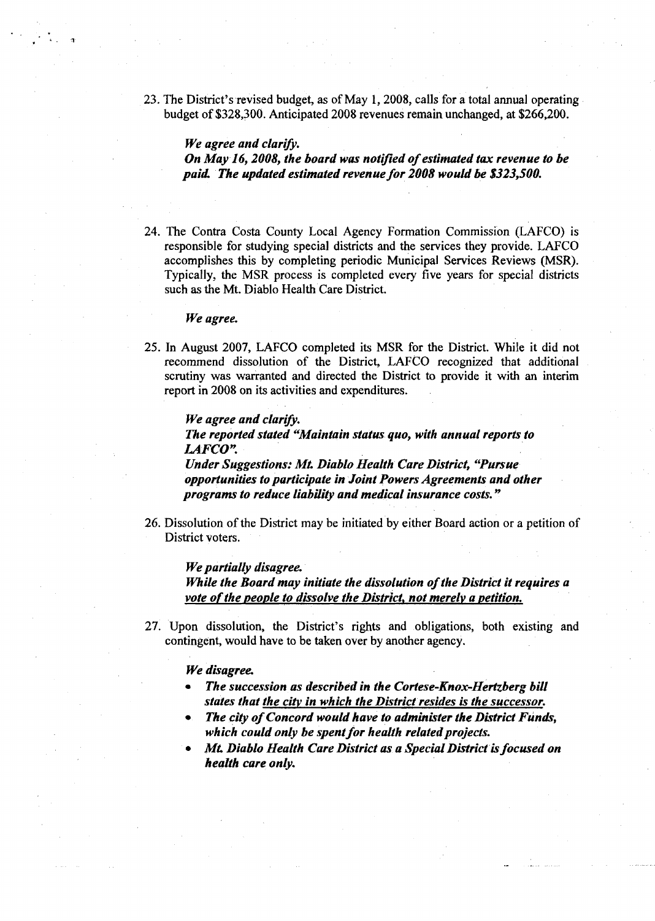23. The District's revised budget, as of May 1, 2008, calls for a total annual operating budget of $328,300. Anticipated 2008 revenues remain unchanged, at $266,200.

    ***We agree and clarify.***
    ***On May 16, 2008, the board was notified of estimated tax revenue to be paid. The updated estimated revenue for 2008 would be $323,500.***

24. The Contra Costa County Local Agency Formation Commission (LAFCO) is responsible for studying special districts and the services they provide. LAFCO accomplishes this by completing periodic Municipal Services Reviews (MSR). Typically, the MSR process is completed every five years for special districts such as the Mt. Diablo Health Care District.

    ***We agree.***

25. In August 2007, LAFCO completed its MSR for the District. While it did not recommend dissolution of the District, LAFCO recognized that additional scrutiny was warranted and directed the District to provide it with an interim report in 2008 on its activities and expenditures.

    ***We agree and clarify.***
    ***The reported stated "Maintain status quo, with annual reports to LAFCO".***
    ***Under Suggestions: Mt. Diablo Health Care District, "Pursue opportunities to participate in Joint Powers Agreements and other programs to reduce liability and medical insurance costs."***

26. Dissolution of the District may be initiated by either Board action or a petition of District voters.

    ***We partially disagree.***
    ***While the Board may initiate the dissolution of the District it requires a <u>vote of the people to dissolve the District, not merely a petition.</u>***

27. Upon dissolution, the District's rights and obligations, both existing and contingent, would have to be taken over by another agency.

    ***We disagree.***

    - ***The succession as described in the Cortese-Knox-Hertzberg bill states that <u>the city in which the District resides is the successor.</u>***
    - ***The city of Concord would have to administer the District Funds, which could only be spent for health related projects.***
    - ***Mt. Diablo Health Care District as a Special District is focused on health care only.***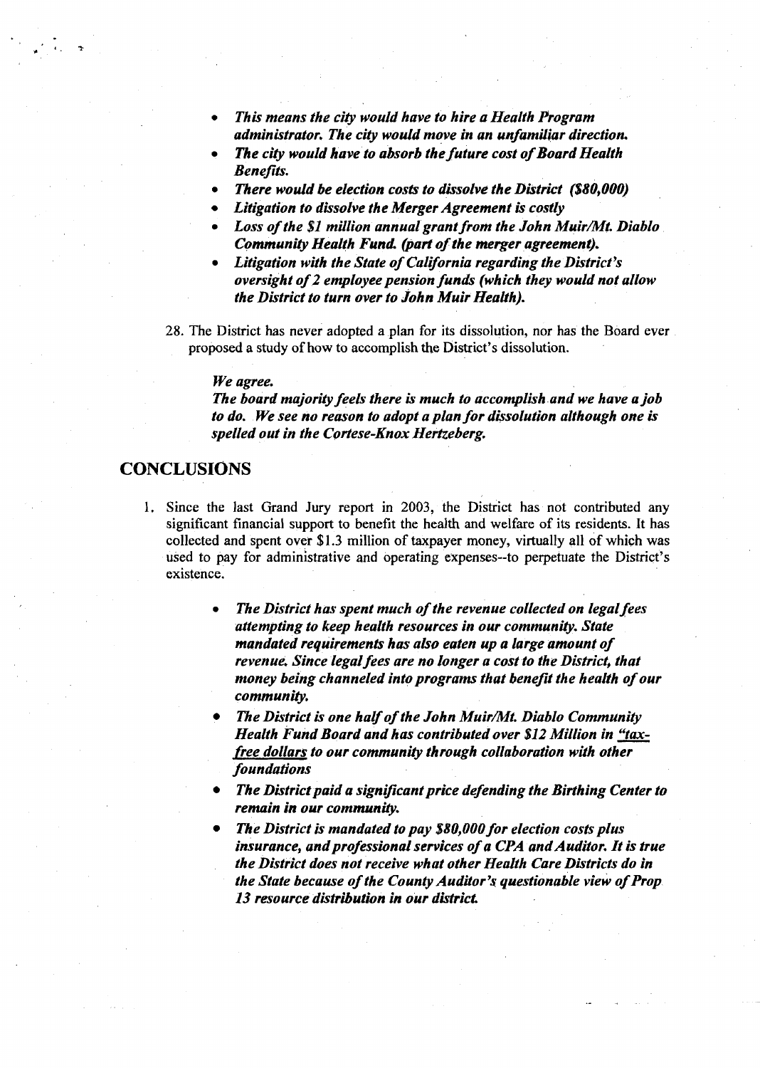- ***This means the city would have to hire a Health Program administrator. The city would move in an unfamiliar direction.***
- ***The city would have to absorb the future cost of Board Health Benefits.***
- ***There would be election costs to dissolve the District ($80,000)***
- ***Litigation to dissolve the Merger Agreement is costly***
- ***Loss of the $1 million annual grant from the John Muir/Mt. Diablo Community Health Fund. (part of the merger agreement).***
- ***Litigation with the State of California regarding the District's oversight of 2 employee pension funds (which they would not allow the District to turn over to John Muir Health).***

28. The District has never adopted a plan for its dissolution, nor has the Board ever proposed a study of how to accomplish the District's dissolution.

    ***We agree.***
    ***The board majority feels there is much to accomplish and we have a job to do. We see no reason to adopt a plan for dissolution although one is spelled out in the Cortese-Knox Hertzeberg.***

## CONCLUSIONS

1. Since the last Grand Jury report in 2003, the District has not contributed any significant financial support to benefit the health and welfare of its residents. It has collected and spent over $1.3 million of taxpayer money, virtually all of which was used to pay for administrative and operating expenses--to perpetuate the District's existence.

    - ***The District has spent much of the revenue collected on legal fees attempting to keep health resources in our community. State mandated requirements has also eaten up a large amount of revenue. Since legal fees are no longer a cost to the District, that money being channeled into programs that benefit the health of our community.***
    - ***The District is one half of the John Muir/Mt. Diablo Community Health Fund Board and has contributed over $12 Million in "tax-free dollars to our community through collaboration with other foundations***
    - ***The District paid a significant price defending the Birthing Center to remain in our community.***
    - ***The District is mandated to pay $80,000 for election costs plus insurance, and professional services of a CPA and Auditor. It is true the District does not receive what other Health Care Districts do in the State because of the County Auditor's questionable view of Prop 13 resource distribution in our district.***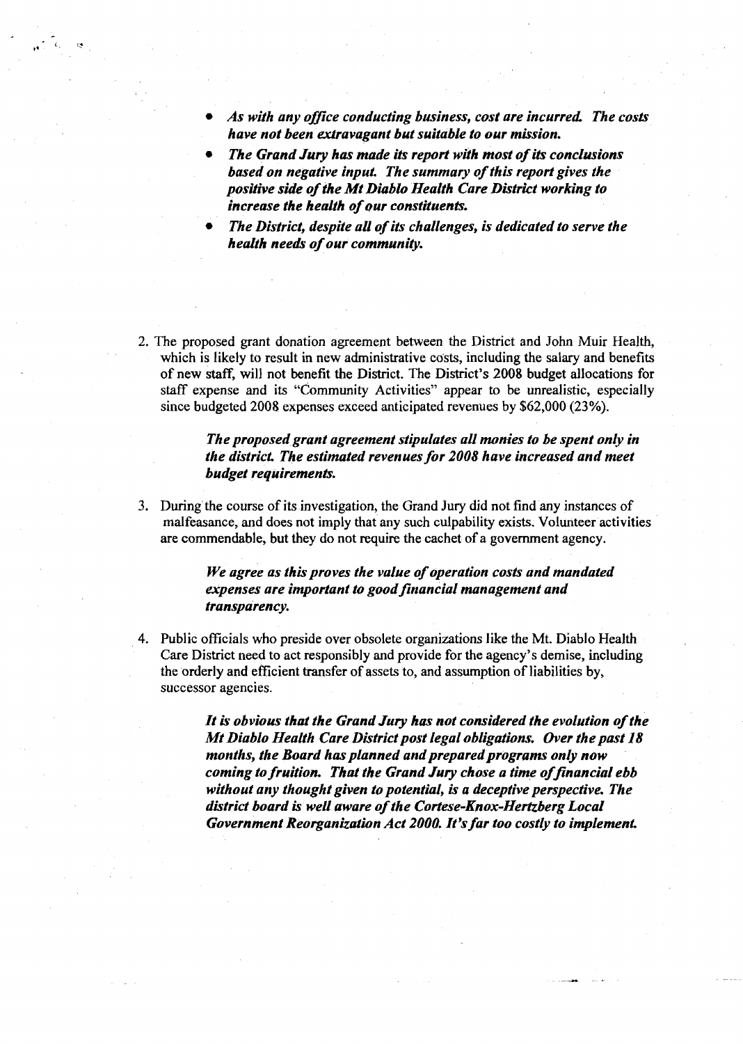- ***As with any office conducting business, cost are incurred. The costs have not been extravagant but suitable to our mission.***
- ***The Grand Jury has made its report with most of its conclusions based on negative input. The summary of this report gives the positive side of the Mt Diablo Health Care District working to increase the health of our constituents.***
- ***The District, despite all of its challenges, is dedicated to serve the health needs of our community.***

2. The proposed grant donation agreement between the District and John Muir Health, which is likely to result in new administrative costs, including the salary and benefits of new staff, will not benefit the District. The District's 2008 budget allocations for staff expense and its "Community Activities" appear to be unrealistic, especially since budgeted 2008 expenses exceed anticipated revenues by $62,000 (23%).

   ***The proposed grant agreement stipulates all monies to be spent only in the district. The estimated revenues for 2008 have increased and meet budget requirements.***

3. During the course of its investigation, the Grand Jury did not find any instances of malfeasance, and does not imply that any such culpability exists. Volunteer activities are commendable, but they do not require the cachet of a government agency.

   ***We agree as this proves the value of operation costs and mandated expenses are important to good financial management and transparency.***

4. Public officials who preside over obsolete organizations like the Mt. Diablo Health Care District need to act responsibly and provide for the agency's demise, including the orderly and efficient transfer of assets to, and assumption of liabilities by, successor agencies.

   ***It is obvious that the Grand Jury has not considered the evolution of the Mt Diablo Health Care District post legal obligations. Over the past 18 months, the Board has planned and prepared programs only now coming to fruition. That the Grand Jury chose a time of financial ebb without any thought given to potential, is a deceptive perspective. The district board is well aware of the Cortese-Knox-Hertzberg Local Government Reorganization Act 2000. It's far too costly to implement.***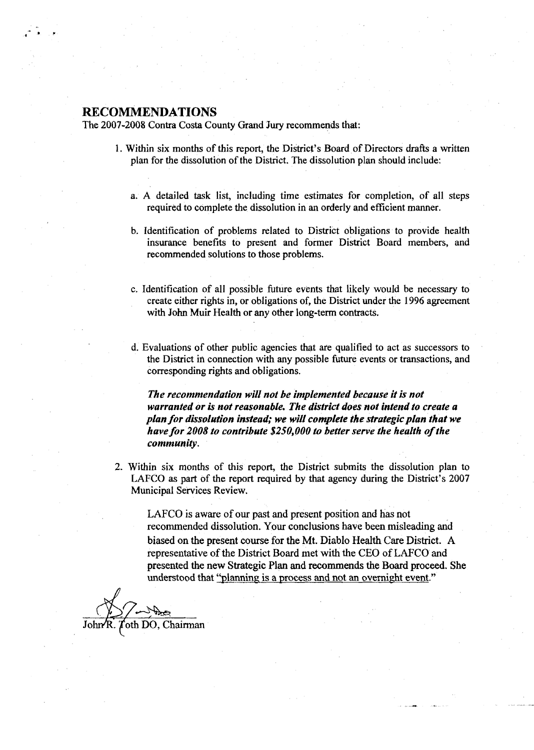## RECOMMENDATIONS

The 2007-2008 Contra Costa County Grand Jury recommends that:

1. Within six months of this report, the District's Board of Directors drafts a written plan for the dissolution of the District. The dissolution plan should include:

   a. A detailed task list, including time estimates for completion, of all steps required to complete the dissolution in an orderly and efficient manner.

   b. Identification of problems related to District obligations to provide health insurance benefits to present and former District Board members, and recommended solutions to those problems.

   c. Identification of all possible future events that likely would be necessary to create either rights in, or obligations of, the District under the 1996 agreement with John Muir Health or any other long-term contracts.

   d. Evaluations of other public agencies that are qualified to act as successors to the District in connection with any possible future events or transactions, and corresponding rights and obligations.

   ***The recommendation will not be implemented because it is not warranted or is not reasonable. The district does not intend to create a plan for dissolution instead; we will complete the strategic plan that we have for 2008 to contribute $250,000 to better serve the health of the community.***

2. Within six months of this report, the District submits the dissolution plan to LAFCO as part of the report required by that agency during the District's 2007 Municipal Services Review.

   LAFCO is aware of our past and present position and has not recommended dissolution. Your conclusions have been misleading and biased on the present course for the Mt. Diablo Health Care District. A representative of the District Board met with the CEO of LAFCO and presented the new Strategic Plan and recommends the Board proceed. She understood that "planning is a process and not an overnight event."

John R. Toth DO, Chairman